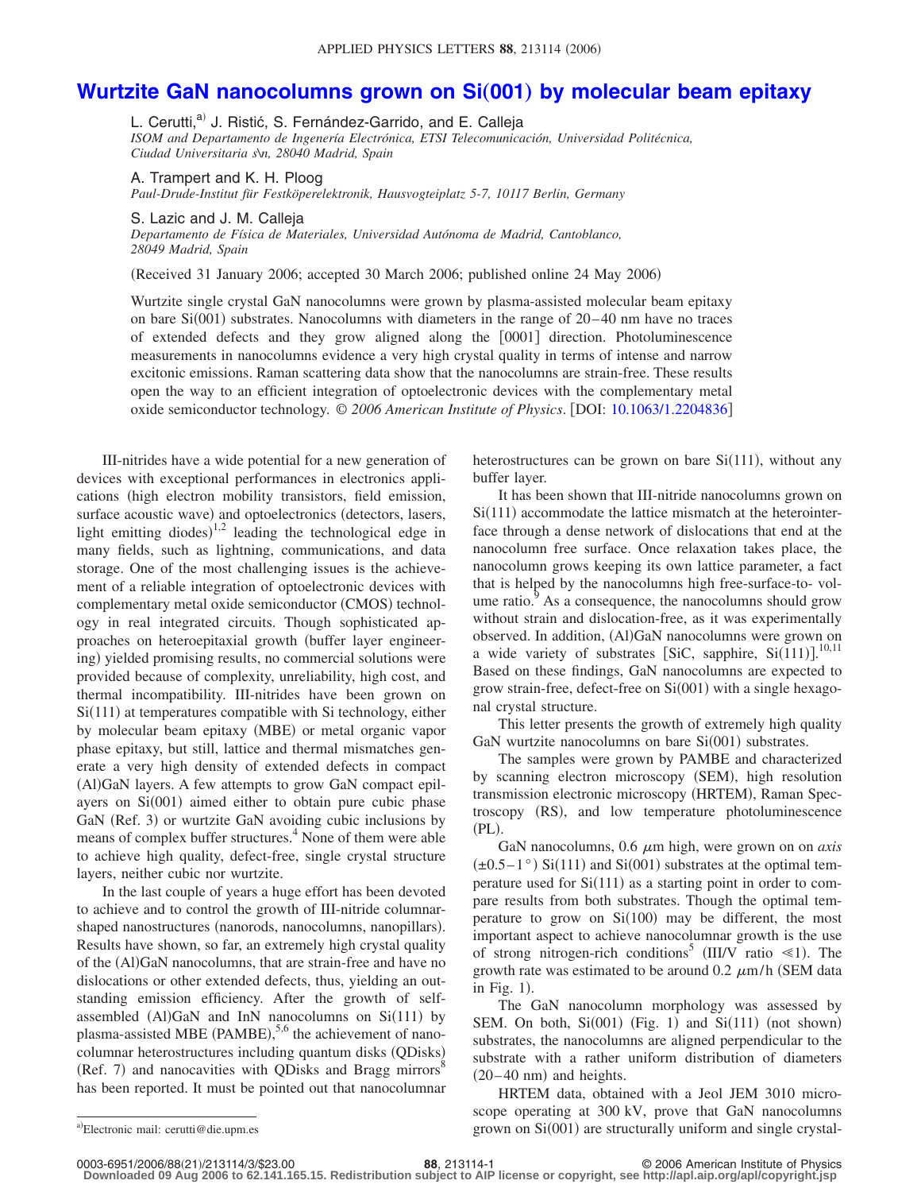# Wurtzite GaN nanocolumns grown on Si(001) by molecular beam epitaxy

L. Cerutti,[a] J. Ristić, S. Fernández-Garrido, and E. Calleja
*ISOM and Departamento de Ingeniería Electrónica, ETSI Telecomunicación, Universidad Politécnica, Ciudad Universitaria s\n, 28040 Madrid, Spain*

A. Trampert and K. H. Ploog
*Paul-Drude-Institut für Festköperelektronik, Hausvogteiplatz 5-7, 10117 Berlin, Germany*

S. Lazic and J. M. Calleja
*Departamento de Física de Materiales, Universidad Autónoma de Madrid, Cantoblanco, 28049 Madrid, Spain*

(Received 31 January 2006; accepted 30 March 2006; published online 24 May 2006)

Wurtzite single crystal GaN nanocolumns were grown by plasma-assisted molecular beam epitaxy on bare Si(001) substrates. Nanocolumns with diameters in the range of 20–40 nm have no traces of extended defects and they grow aligned along the [0001] direction. Photoluminescence measurements in nanocolumns evidence a very high crystal quality in terms of intense and narrow excitonic emissions. Raman scattering data show that the nanocolumns are strain-free. These results open the way to an efficient integration of optoelectronic devices with the complementary metal oxide semiconductor technology. *© 2006 American Institute of Physics*. [DOI: 10.1063/1.2204836]

III-nitrides have a wide potential for a new generation of devices with exceptional performances in electronics applications (high electron mobility transistors, field emission, surface acoustic wave) and optoelectronics (detectors, lasers, light emitting diodes)[1,2] leading the technological edge in many fields, such as lightning, communications, and data storage. One of the most challenging issues is the achievement of a reliable integration of optoelectronic devices with complementary metal oxide semiconductor (CMOS) technology in real integrated circuits. Though sophisticated approaches on heteroepitaxial growth (buffer layer engineering) yielded promising results, no commercial solutions were provided because of complexity, unreliability, high cost, and thermal incompatibility. III-nitrides have been grown on Si(111) at temperatures compatible with Si technology, either by molecular beam epitaxy (MBE) or metal organic vapor phase epitaxy, but still, lattice and thermal mismatches generate a very high density of extended defects in compact (Al)GaN layers. A few attempts to grow GaN compact epilayers on Si(001) aimed either to obtain pure cubic phase GaN (Ref. 3) or wurtzite GaN avoiding cubic inclusions by means of complex buffer structures.[4] None of them were able to achieve high quality, defect-free, single crystal structure layers, neither cubic nor wurtzite.

In the last couple of years a huge effort has been devoted to achieve and to control the growth of III-nitride columnar-shaped nanostructures (nanorods, nanocolumns, nanopillars). Results have shown, so far, an extremely high crystal quality of the (Al)GaN nanocolumns, that are strain-free and have no dislocations or other extended defects, thus, yielding an outstanding emission efficiency. After the growth of self-assembled (Al)GaN and InN nanocolumns on Si(111) by plasma-assisted MBE (PAMBE),[5,6] the achievement of nanocolumnar heterostructures including quantum disks (QDisks) (Ref. 7) and nanocavities with QDisks and Bragg mirrors[8] has been reported. It must be pointed out that nanocolumnar heterostructures can be grown on bare Si(111), without any buffer layer.

It has been shown that III-nitride nanocolumns grown on Si(111) accommodate the lattice mismatch at the heterointerface through a dense network of dislocations that end at the nanocolumn free surface. Once relaxation takes place, the nanocolumn grows keeping its own lattice parameter, a fact that is helped by the nanocolumns high free-surface-to- volume ratio.[9] As a consequence, the nanocolumns should grow without strain and dislocation-free, as it was experimentally observed. In addition, (Al)GaN nanocolumns were grown on a wide variety of substrates [SiC, sapphire, Si(111)].[10,11] Based on these findings, GaN nanocolumns are expected to grow strain-free, defect-free on Si(001) with a single hexagonal crystal structure.

This letter presents the growth of extremely high quality GaN wurtzite nanocolumns on bare Si(001) substrates.

The samples were grown by PAMBE and characterized by scanning electron microscopy (SEM), high resolution transmission electronic microscopy (HRTEM), Raman Spectroscopy (RS), and low temperature photoluminescence (PL).

GaN nanocolumns, 0.6 $\mu$m high, were grown on on *axis* ($\pm 0.5-1°$) Si(111) and Si(001) substrates at the optimal temperature used for Si(111) as a starting point in order to compare results from both substrates. Though the optimal temperature to grow on Si(100) may be different, the most important aspect to achieve nanocolumnar growth is the use of strong nitrogen-rich conditions[5] (III/V ratio $\ll 1$). The growth rate was estimated to be around 0.2 $\mu$m/h (SEM data in Fig. 1).

The GaN nanocolumn morphology was assessed by SEM. On both, Si(001) (Fig. 1) and Si(111) (not shown) substrates, the nanocolumns are aligned perpendicular to the substrate with a rather uniform distribution of diameters (20–40 nm) and heights.

HRTEM data, obtained with a Jeol JEM 3010 microscope operating at 300 kV, prove that GaN nanocolumns grown on Si(001) are structurally uniform and single crystal-

[a]Electronic mail: cerutti@die.upm.es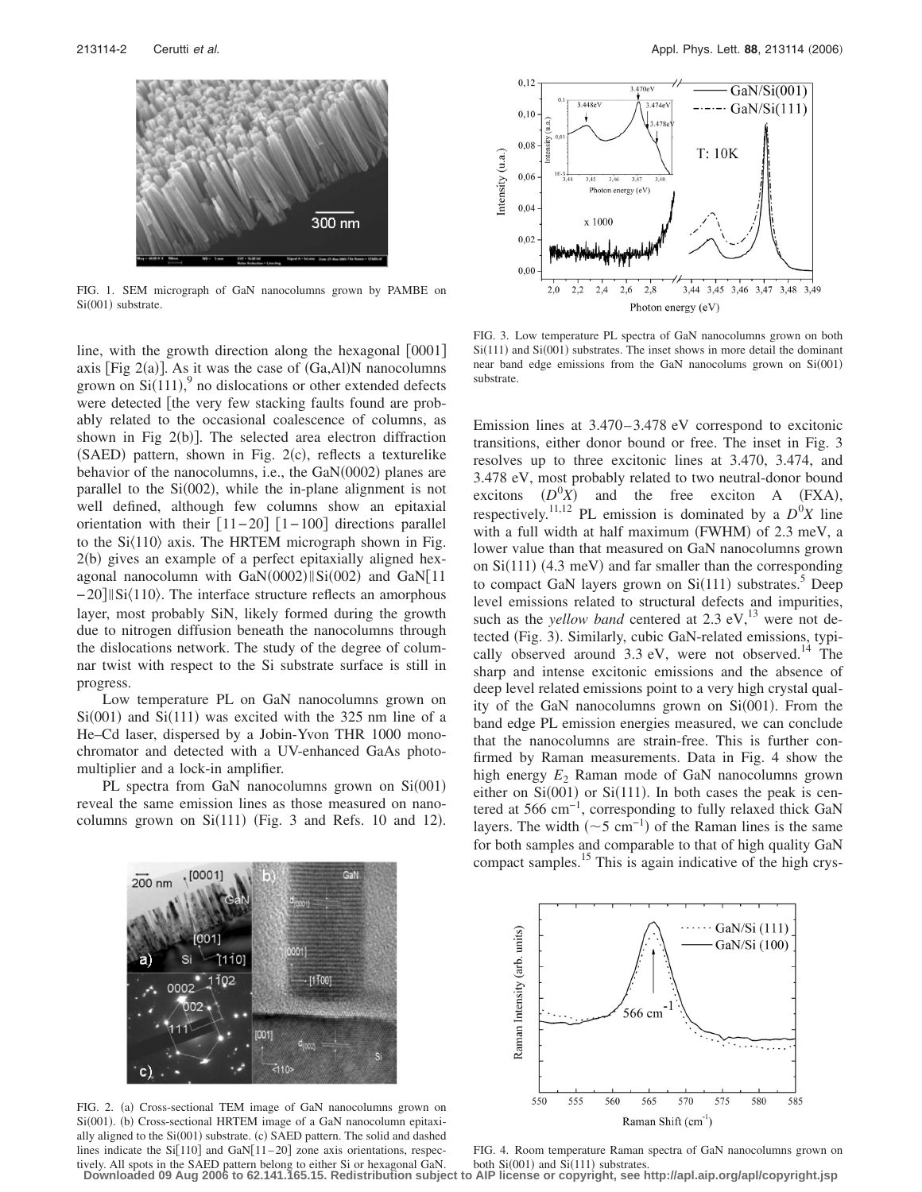line, with the growth direction along the hexagonal [0001] axis [Fig 2(a)]. As it was the case of (Ga,Al)N nanocolumns grown on Si(111),[9] no dislocations or other extended defects were detected [the very few stacking faults found are probably related to the occasional coalescence of columns, as shown in Fig 2(b)]. The selected area electron diffraction (SAED) pattern, shown in Fig. 2(c), reflects a texturelike behavior of the nanocolumns, i.e., the GaN(0002) planes are parallel to the Si(002), while the in-plane alignment is not well defined, although few columns show an epitaxial orientation with their [11−20] [1−100] directions parallel to the Si⟨110⟩ axis. The HRTEM micrograph shown in Fig. 2(b) gives an example of a perfect epitaxially aligned hexagonal nanocolumn with GaN(0002)∥Si(002) and GaN[11−20]∥Si⟨110⟩. The interface structure reflects an amorphous layer, most probably SiN, likely formed during the growth due to nitrogen diffusion beneath the nanocolumns through the dislocations network. The study of the degree of columnar twist with respect to the Si substrate surface is still in progress.

Low temperature PL on GaN nanocolumns grown on Si(001) and Si(111) was excited with the 325 nm line of a He–Cd laser, dispersed by a Jobin-Yvon THR 1000 monochromator and detected with a UV-enhanced GaAs photomultiplier and a lock-in amplifier.

PL spectra from GaN nanocolumns grown on Si(001) reveal the same emission lines as those measured on nanocolumns grown on Si(111) (Fig. 3 and Refs. 10 and 12). Emission lines at 3.470–3.478 eV correspond to excitonic transitions, either donor bound or free. The inset in Fig. 3 resolves up to three excitonic lines at 3.470, 3.474, and 3.478 eV, most probably related to two neutral-donor bound excitons ($D^0X$) and the free exciton A (FXA), respectively.[11,12] PL emission is dominated by a $D^0X$ line with a full width at half maximum (FWHM) of 2.3 meV, a lower value than that measured on GaN nanocolumns grown on Si(111) (4.3 meV) and far smaller than the corresponding to compact GaN layers grown on Si(111) substrates.[5] Deep level emissions related to structural defects and impurities, such as the *yellow band* centered at 2.3 eV,[13] were not detected (Fig. 3). Similarly, cubic GaN-related emissions, typically observed around 3.3 eV, were not observed.[14] The sharp and intense excitonic emissions and the absence of deep level related emissions point to a very high crystal quality of the GaN nanocolumns grown on Si(001). From the band edge PL emission energies measured, we can conclude that the nanocolumns are strain-free. This is further confirmed by Raman measurements. Data in Fig. 4 show the high energy $E_2$ Raman mode of GaN nanocolumns grown either on Si(001) or Si(111). In both cases the peak is centered at 566 $cm^{-1}$, corresponding to fully relaxed thick GaN layers. The width (~5 $cm^{-1}$) of the Raman lines is the same for both samples and comparable to that of high quality GaN compact samples.[15] This is again indicative of the high crys-

FIG. 1. SEM micrograph of GaN nanocolumns grown by PAMBE on Si(001) substrate.

FIG. 2. (a) Cross-sectional TEM image of GaN nanocolumns grown on Si(001). (b) Cross-sectional HRTEM image of a GaN nanocolumn epitaxially aligned to the Si(001) substrate. (c) SAED pattern. The solid and dashed lines indicate the Si[110] and GaN[11−20] zone axis orientations, respectively. All spots in the SAED pattern belong to either Si or hexagonal GaN.

FIG. 3. Low temperature PL spectra of GaN nanocolumns grown on both Si(111) and Si(001) substrates. The inset shows in more detail the dominant near band edge emissions from the GaN nanocolums grown on Si(001) substrate.

FIG. 4. Room temperature Raman spectra of GaN nanocolumns grown on both Si(001) and Si(111) substrates.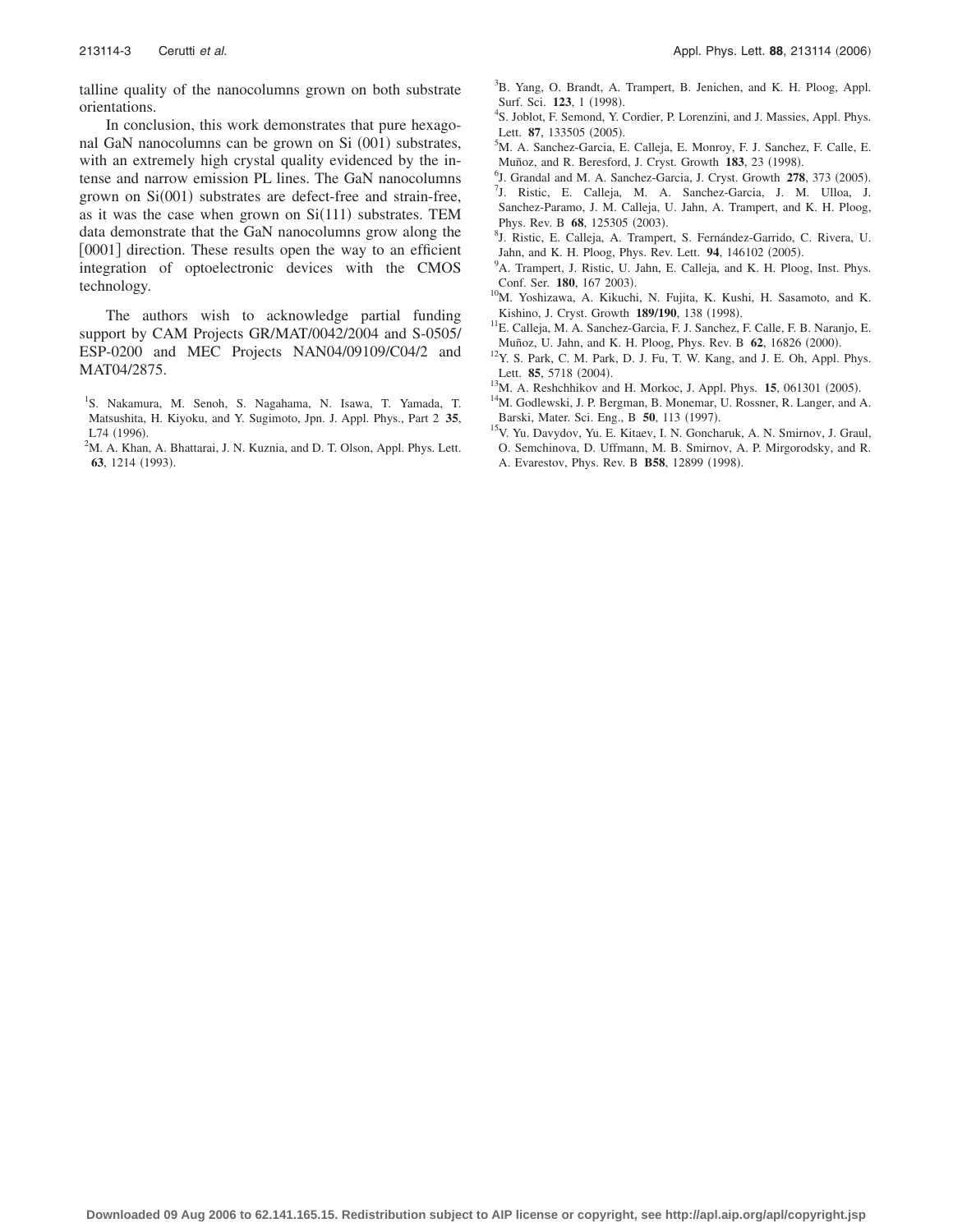talline quality of the nanocolumns grown on both substrate orientations.

In conclusion, this work demonstrates that pure hexagonal GaN nanocolumns can be grown on Si (001) substrates, with an extremely high crystal quality evidenced by the intense and narrow emission PL lines. The GaN nanocolumns grown on Si(001) substrates are defect-free and strain-free, as it was the case when grown on Si(111) substrates. TEM data demonstrate that the GaN nanocolumns grow along the [0001] direction. These results open the way to an efficient integration of optoelectronic devices with the CMOS technology.

The authors wish to acknowledge partial funding support by CAM Projects GR/MAT/0042/2004 and S-0505/ESP-0200 and MEC Projects NAN04/09109/C04/2 and MAT04/2875.

[1] S. Nakamura, M. Senoh, S. Nagahama, N. Isawa, T. Yamada, T. Matsushita, H. Kiyoku, and Y. Sugimoto, Jpn. J. Appl. Phys., Part 2 **35**, L74 (1996).

[2] M. A. Khan, A. Bhattarai, J. N. Kuznia, and D. T. Olson, Appl. Phys. Lett. **63**, 1214 (1993).

[3] B. Yang, O. Brandt, A. Trampert, B. Jenichen, and K. H. Ploog, Appl. Surf. Sci. **123**, 1 (1998).

[4] S. Joblot, F. Semond, Y. Cordier, P. Lorenzini, and J. Massies, Appl. Phys. Lett. **87**, 133505 (2005).

[5] M. A. Sanchez-Garcia, E. Calleja, E. Monroy, F. J. Sanchez, F. Calle, E. Muñoz, and R. Beresford, J. Cryst. Growth **183**, 23 (1998).

[6] J. Grandal and M. A. Sanchez-Garcia, J. Cryst. Growth **278**, 373 (2005).

[7] J. Ristic, E. Calleja, M. A. Sanchez-Garcia, J. M. Ulloa, J. Sanchez-Paramo, J. M. Calleja, U. Jahn, A. Trampert, and K. H. Ploog, Phys. Rev. B **68**, 125305 (2003).

[8] J. Ristic, E. Calleja, A. Trampert, S. Fernández-Garrido, C. Rivera, U. Jahn, and K. H. Ploog, Phys. Rev. Lett. **94**, 146102 (2005).

[9] A. Trampert, J. Ristic, U. Jahn, E. Calleja, and K. H. Ploog, Inst. Phys. Conf. Ser. **180**, 167 2003).

[10] M. Yoshizawa, A. Kikuchi, N. Fujita, K. Kushi, H. Sasamoto, and K. Kishino, J. Cryst. Growth **189/190**, 138 (1998).

[11] E. Calleja, M. A. Sanchez-Garcia, F. J. Sanchez, F. Calle, F. B. Naranjo, E. Muñoz, U. Jahn, and K. H. Ploog, Phys. Rev. B **62**, 16826 (2000).

[12] Y. S. Park, C. M. Park, D. J. Fu, T. W. Kang, and J. E. Oh, Appl. Phys. Lett. **85**, 5718 (2004).

[13] M. A. Reshchhikov and H. Morkoc, J. Appl. Phys. **15**, 061301 (2005).

[14] M. Godlewski, J. P. Bergman, B. Monemar, U. Rossner, R. Langer, and A. Barski, Mater. Sci. Eng., B **50**, 113 (1997).

[15] V. Yu. Davydov, Yu. E. Kitaev, I. N. Goncharuk, A. N. Smirnov, J. Graul, O. Semchinova, D. Uffmann, M. B. Smirnov, A. P. Mirgorodsky, and R. A. Evarestov, Phys. Rev. B **B58**, 12899 (1998).